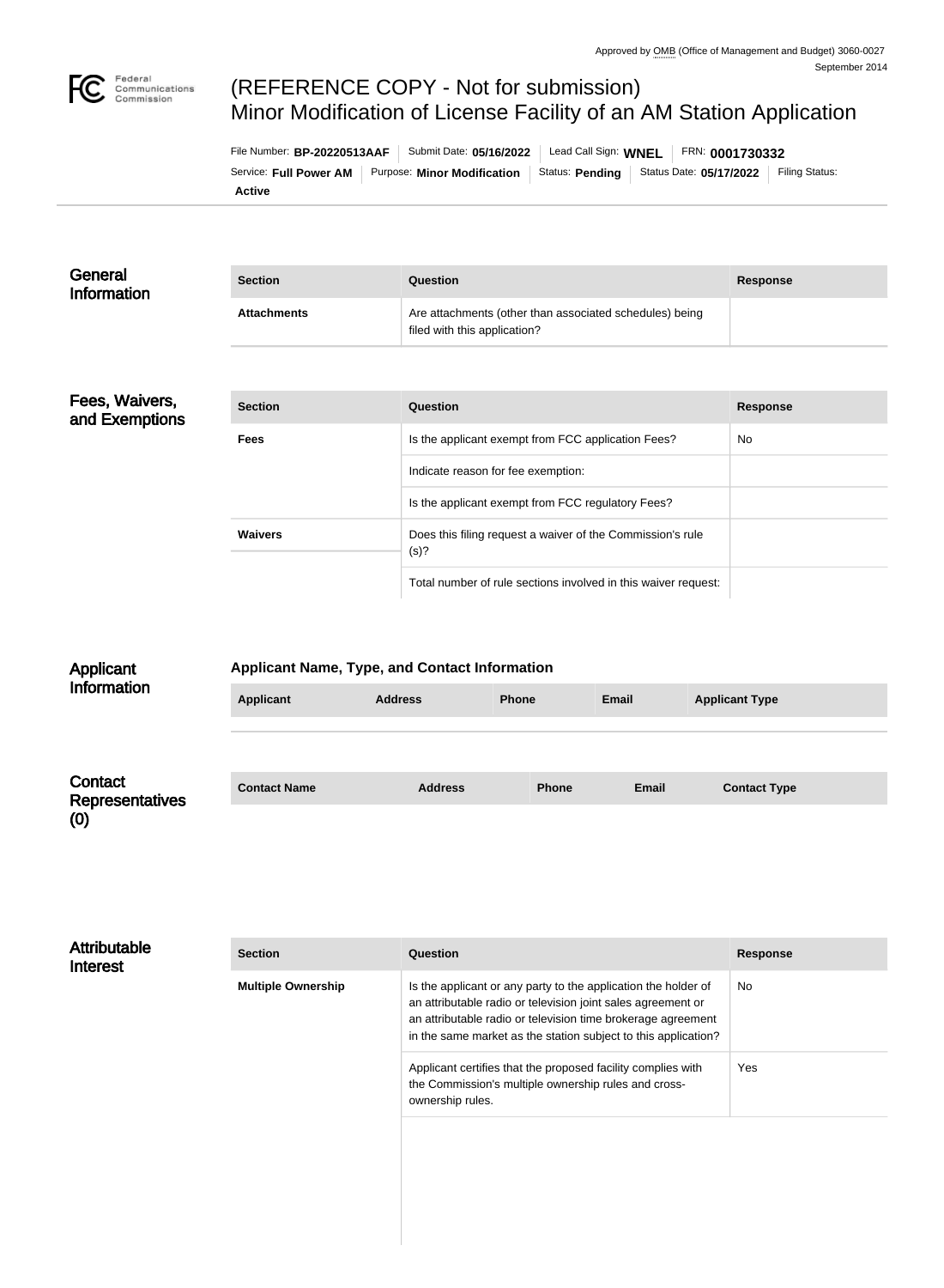Approved by OMB (Office of Management and Budget) 3060-0027
September 2014

# (REFERENCE COPY - Not for submission)
# Minor Modification of License Facility of an AM Station Application

File Number: **BP-20220513AAF** | Submit Date: **05/16/2022** | Lead Call Sign: **WNEL** | FRN: **0001730332**
Service: **Full Power AM** | Purpose: **Minor Modification** | Status: **Pending** | Status Date: **05/17/2022** | Filing Status: **Active**

## General Information

| Section | Question | Response |
| --- | --- | --- |
| **Attachments** | Are attachments (other than associated schedules) being filed with this application? | |

## Fees, Waivers, and Exemptions

| Section | Question | Response |
| --- | --- | --- |
| **Fees** | Is the applicant exempt from FCC application Fees? | No |
| | Indicate reason for fee exemption: | |
| | Is the applicant exempt from FCC regulatory Fees? | |
| **Waivers** | Does this filing request a waiver of the Commission's rule (s)? | |
| | Total number of rule sections involved in this waiver request: | |

## Applicant Information

### Applicant Name, Type, and Contact Information

| Applicant | Address | Phone | Email | Applicant Type |
| --- | --- | --- | --- | --- |

## Contact Representatives (0)

| Contact Name | Address | Phone | Email | Contact Type |
| --- | --- | --- | --- | --- |

## Attributable Interest

| Section | Question | Response |
| --- | --- | --- |
| **Multiple Ownership** | Is the applicant or any party to the application the holder of an attributable radio or television joint sales agreement or an attributable radio or television time brokerage agreement in the same market as the station subject to this application? | No |
| | Applicant certifies that the proposed facility complies with the Commission's multiple ownership rules and cross-ownership rules. | Yes |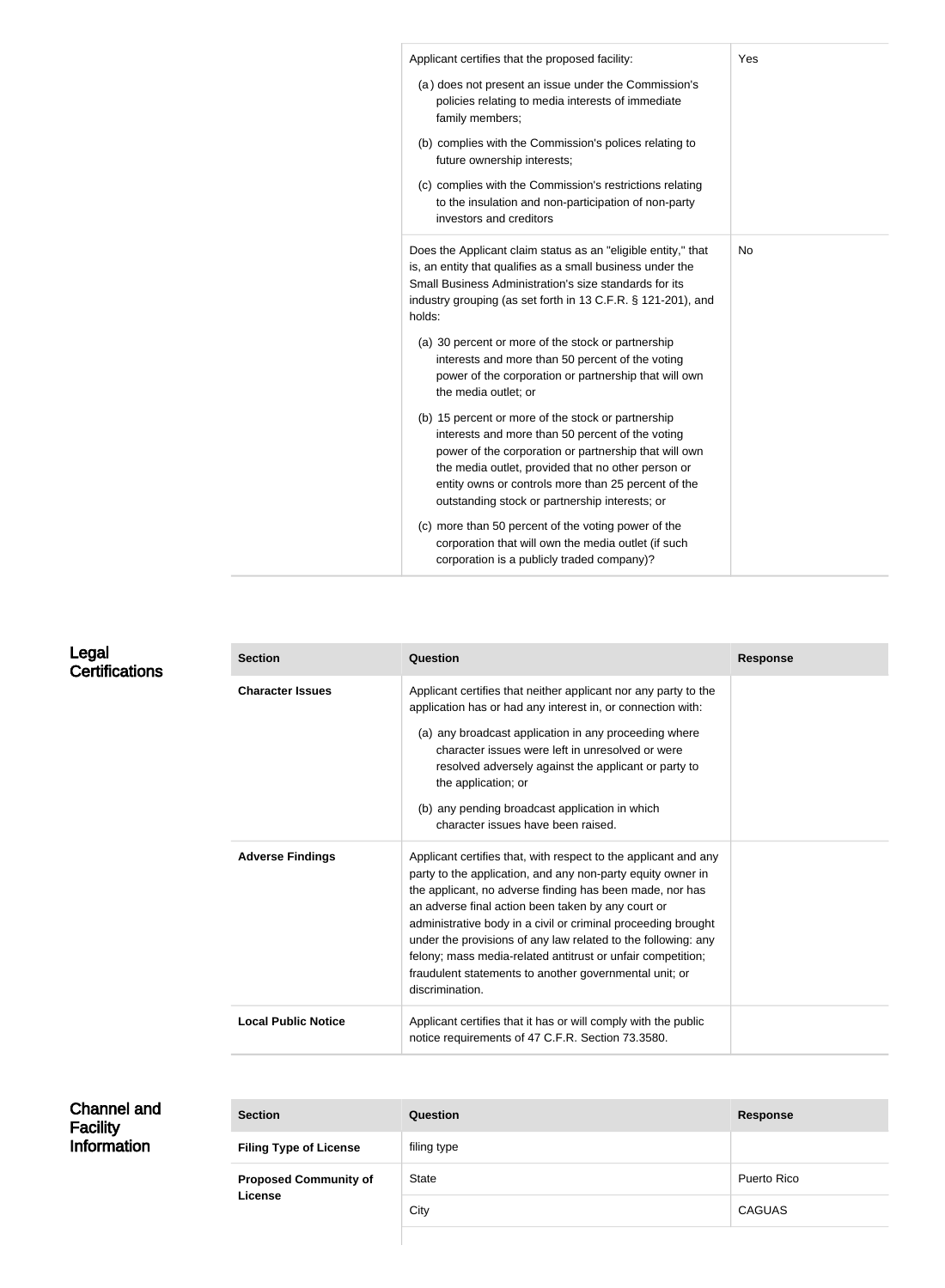| | | |
|---|---|---|
| | Applicant certifies that the proposed facility:<br>(a) does not present an issue under the Commission's policies relating to media interests of immediate family members;<br>(b) complies with the Commission's polices relating to future ownership interests;<br>(c) complies with the Commission's restrictions relating to the insulation and non-participation of non-party investors and creditors | Yes |
| | Does the Applicant claim status as an "eligible entity," that is, an entity that qualifies as a small business under the Small Business Administration's size standards for its industry grouping (as set forth in 13 C.F.R. § 121-201), and holds:<br>(a) 30 percent or more of the stock or partnership interests and more than 50 percent of the voting power of the corporation or partnership that will own the media outlet; or<br>(b) 15 percent or more of the stock or partnership interests and more than 50 percent of the voting power of the corporation or partnership that will own the media outlet, provided that no other person or entity owns or controls more than 25 percent of the outstanding stock or partnership interests; or<br>(c) more than 50 percent of the voting power of the corporation that will own the media outlet (if such corporation is a publicly traded company)? | No |

## Legal Certifications

| Section | Question | Response |
|---|---|---|
| **Character Issues** | Applicant certifies that neither applicant nor any party to the application has or had any interest in, or connection with:<br>(a) any broadcast application in any proceeding where character issues were left in unresolved or were resolved adversely against the applicant or party to the application; or<br>(b) any pending broadcast application in which character issues have been raised. | |
| **Adverse Findings** | Applicant certifies that, with respect to the applicant and any party to the application, and any non-party equity owner in the applicant, no adverse finding has been made, nor has an adverse final action been taken by any court or administrative body in a civil or criminal proceeding brought under the provisions of any law related to the following: any felony; mass media-related antitrust or unfair competition; fraudulent statements to another governmental unit; or discrimination. | |
| **Local Public Notice** | Applicant certifies that it has or will comply with the public notice requirements of 47 C.F.R. Section 73.3580. | |

## Channel and Facility Information

| Section | Question | Response |
|---|---|---|
| **Filing Type of License** | filing type | |
| **Proposed Community of License** | State | Puerto Rico |
| | City | CAGUAS |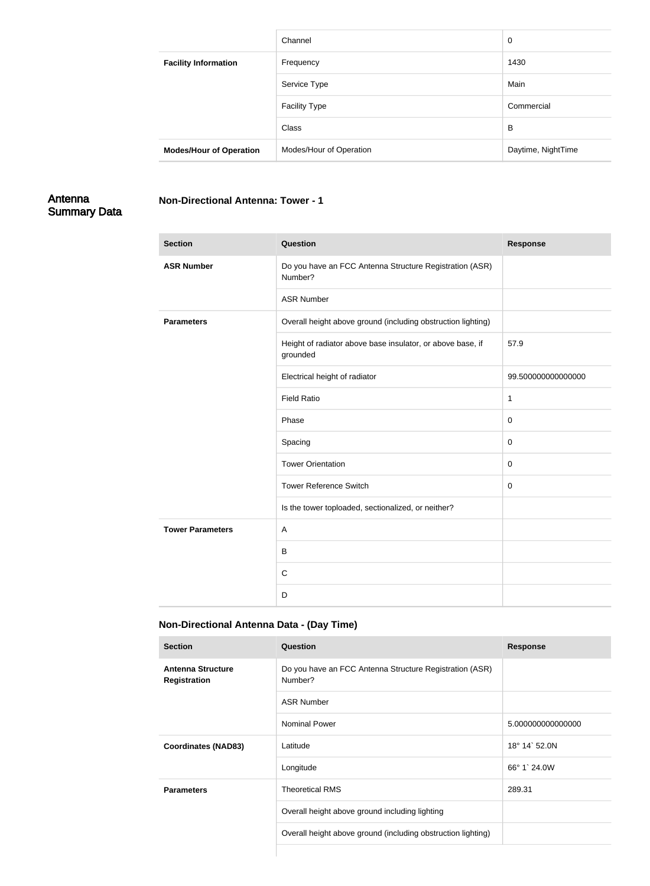| | | |
|---|---|---|
| | Channel | 0 |
| Facility Information | Frequency | 1430 |
| | Service Type | Main |
| | Facility Type | Commercial |
| | Class | B |
| Modes/Hour of Operation | Modes/Hour of Operation | Daytime, NightTime |

## Antenna Summary Data

### Non-Directional Antenna: Tower - 1

| Section | Question | Response |
|---|---|---|
| ASR Number | Do you have an FCC Antenna Structure Registration (ASR) Number? | |
| | ASR Number | |
| Parameters | Overall height above ground (including obstruction lighting) | |
| | Height of radiator above base insulator, or above base, if grounded | 57.9 |
| | Electrical height of radiator | 99.500000000000000 |
| | Field Ratio | 1 |
| | Phase | 0 |
| | Spacing | 0 |
| | Tower Orientation | 0 |
| | Tower Reference Switch | 0 |
| | Is the tower toploaded, sectionalized, or neither? | |
| Tower Parameters | A | |
| | B | |
| | C | |
| | D | |

### Non-Directional Antenna Data - (Day Time)

| Section | Question | Response |
|---|---|---|
| Antenna Structure Registration | Do you have an FCC Antenna Structure Registration (ASR) Number? | |
| | ASR Number | |
| | Nominal Power | 5.000000000000000 |
| Coordinates (NAD83) | Latitude | 18° 14` 52.0N |
| | Longitude | 66° 1` 24.0W |
| Parameters | Theoretical RMS | 289.31 |
| | Overall height above ground including lighting | |
| | Overall height above ground (including obstruction lighting) | |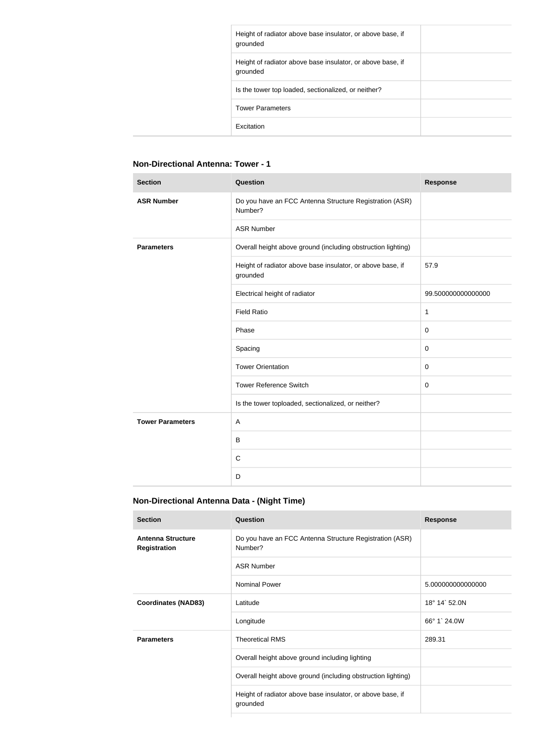| | | |
|---|---|---|
| | Height of radiator above base insulator, or above base, if grounded | |
| | Height of radiator above base insulator, or above base, if grounded | |
| | Is the tower top loaded, sectionalized, or neither? | |
| | Tower Parameters | |
| | Excitation | |

### Non-Directional Antenna: Tower - 1

| Section | Question | Response |
|---|---|---|
| **ASR Number** | Do you have an FCC Antenna Structure Registration (ASR) Number? | |
| | ASR Number | |
| **Parameters** | Overall height above ground (including obstruction lighting) | |
| | Height of radiator above base insulator, or above base, if grounded | 57.9 |
| | Electrical height of radiator | 99.500000000000000 |
| | Field Ratio | 1 |
| | Phase | 0 |
| | Spacing | 0 |
| | Tower Orientation | 0 |
| | Tower Reference Switch | 0 |
| | Is the tower toploaded, sectionalized, or neither? | |
| **Tower Parameters** | A | |
| | B | |
| | C | |
| | D | |

### Non-Directional Antenna Data - (Night Time)

| Section | Question | Response |
|---|---|---|
| **Antenna Structure Registration** | Do you have an FCC Antenna Structure Registration (ASR) Number? | |
| | ASR Number | |
| | Nominal Power | 5.000000000000000 |
| **Coordinates (NAD83)** | Latitude | 18° 14` 52.0N |
| | Longitude | 66° 1` 24.0W |
| **Parameters** | Theoretical RMS | 289.31 |
| | Overall height above ground including lighting | |
| | Overall height above ground (including obstruction lighting) | |
| | Height of radiator above base insulator, or above base, if grounded | |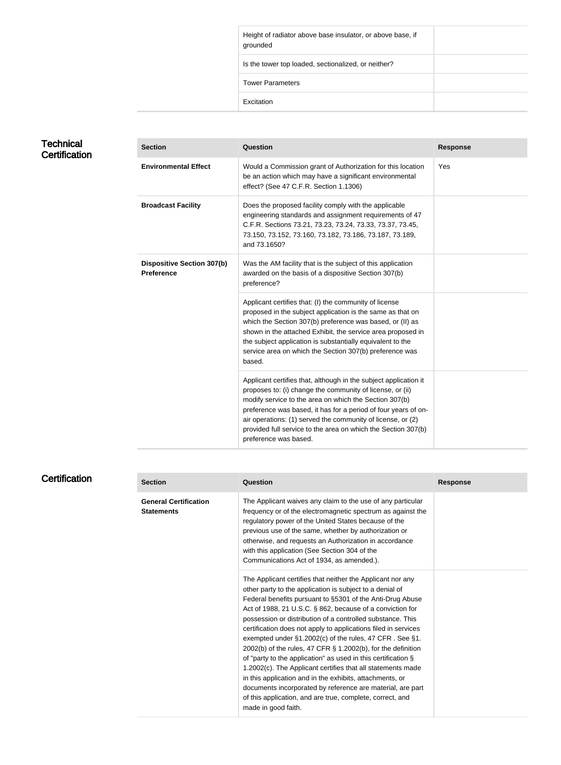| | |
|---|---|
| Height of radiator above base insulator, or above base, if grounded | |
| Is the tower top loaded, sectionalized, or neither? | |
| Tower Parameters | |
| Excitation | |

## Technical Certification

| Section | Question | Response |
|---|---|---|
| **Environmental Effect** | Would a Commission grant of Authorization for this location be an action which may have a significant environmental effect? (See 47 C.F.R. Section 1.1306) | Yes |
| **Broadcast Facility** | Does the proposed facility comply with the applicable engineering standards and assignment requirements of 47 C.F.R. Sections 73.21, 73.23, 73.24, 73.33, 73.37, 73.45, 73.150, 73.152, 73.160, 73.182, 73.186, 73.187, 73.189, and 73.1650? | |
| **Dispositive Section 307(b) Preference** | Was the AM facility that is the subject of this application awarded on the basis of a dispositive Section 307(b) preference? | |
| | Applicant certifies that: (I) the community of license proposed in the subject application is the same as that on which the Section 307(b) preference was based, or (II) as shown in the attached Exhibit, the service area proposed in the subject application is substantially equivalent to the service area on which the Section 307(b) preference was based. | |
| | Applicant certifies that, although in the subject application it proposes to: (i) change the community of license, or (ii) modify service to the area on which the Section 307(b) preference was based, it has for a period of four years of on-air operations: (1) served the community of license, or (2) provided full service to the area on which the Section 307(b) preference was based. | |

## Certification

| Section | Question | Response |
|---|---|---|
| **General Certification Statements** | The Applicant waives any claim to the use of any particular frequency or of the electromagnetic spectrum as against the regulatory power of the United States because of the previous use of the same, whether by authorization or otherwise, and requests an Authorization in accordance with this application (See Section 304 of the Communications Act of 1934, as amended.). | |
| | The Applicant certifies that neither the Applicant nor any other party to the application is subject to a denial of Federal benefits pursuant to §5301 of the Anti-Drug Abuse Act of 1988, 21 U.S.C. § 862, because of a conviction for possession or distribution of a controlled substance. This certification does not apply to applications filed in services exempted under §1.2002(c) of the rules, 47 CFR . See §1. 2002(b) of the rules, 47 CFR § 1.2002(b), for the definition of "party to the application" as used in this certification § 1.2002(c). The Applicant certifies that all statements made in this application and in the exhibits, attachments, or documents incorporated by reference are material, are part of this application, and are true, complete, correct, and made in good faith. | |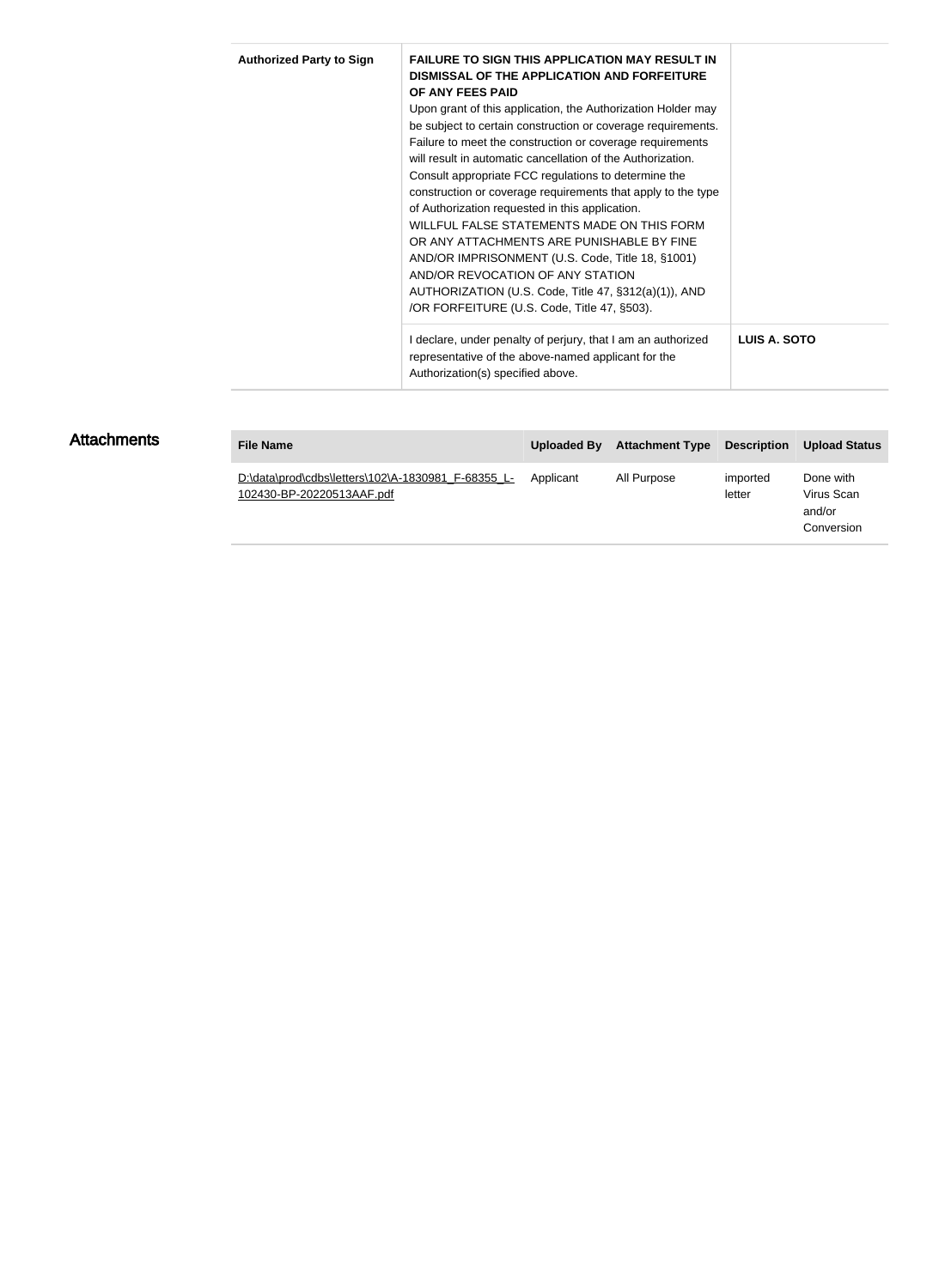| | | |
|---|---|---|
| **Authorized Party to Sign** | **FAILURE TO SIGN THIS APPLICATION MAY RESULT IN DISMISSAL OF THE APPLICATION AND FORFEITURE OF ANY FEES PAID**<br>Upon grant of this application, the Authorization Holder may be subject to certain construction or coverage requirements. Failure to meet the construction or coverage requirements will result in automatic cancellation of the Authorization. Consult appropriate FCC regulations to determine the construction or coverage requirements that apply to the type of Authorization requested in this application.<br>WILLFUL FALSE STATEMENTS MADE ON THIS FORM OR ANY ATTACHMENTS ARE PUNISHABLE BY FINE AND/OR IMPRISONMENT (U.S. Code, Title 18, §1001) AND/OR REVOCATION OF ANY STATION AUTHORIZATION (U.S. Code, Title 47, §312(a)(1)), AND /OR FORFEITURE (U.S. Code, Title 47, §503). | |
| | I declare, under penalty of perjury, that I am an authorized representative of the above-named applicant for the Authorization(s) specified above. | **LUIS A. SOTO** |

## Attachments

| File Name | Uploaded By | Attachment Type | Description | Upload Status |
|---|---|---|---|---|
| D:\data\prod\cdbs\letters\102\A-1830981_F-68355_L-102430-BP-20220513AAF.pdf | Applicant | All Purpose | imported letter | Done with Virus Scan and/or Conversion |